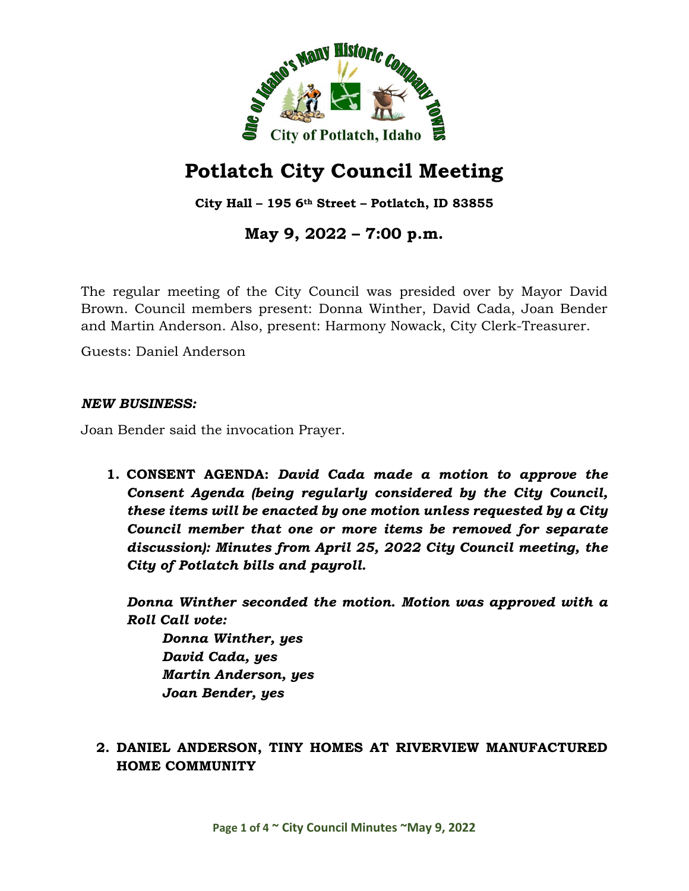# Potlatch City Council Meeting

**City Hall – 195 6th Street – Potlatch, ID 83855**

## May 9, 2022 – 7:00 p.m.

The regular meeting of the City Council was presided over by Mayor David Brown. Council members present: Donna Winther, David Cada, Joan Bender and Martin Anderson. Also, present: Harmony Nowack, City Clerk-Treasurer.

Guests: Daniel Anderson

***NEW BUSINESS:***

Joan Bender said the invocation Prayer.

1. **CONSENT AGENDA:** ***David Cada made a motion to approve the Consent Agenda (being regularly considered by the City Council, these items will be enacted by one motion unless requested by a City Council member that one or more items be removed for separate discussion): Minutes from April 25, 2022 City Council meeting, the City of Potlatch bills and payroll.***

   ***Donna Winther seconded the motion. Motion was approved with a Roll Call vote:***

   ***Donna Winther, yes***
   ***David Cada, yes***
   ***Martin Anderson, yes***
   ***Joan Bender, yes***

2. **DANIEL ANDERSON, TINY HOMES AT RIVERVIEW MANUFACTURED HOME COMMUNITY**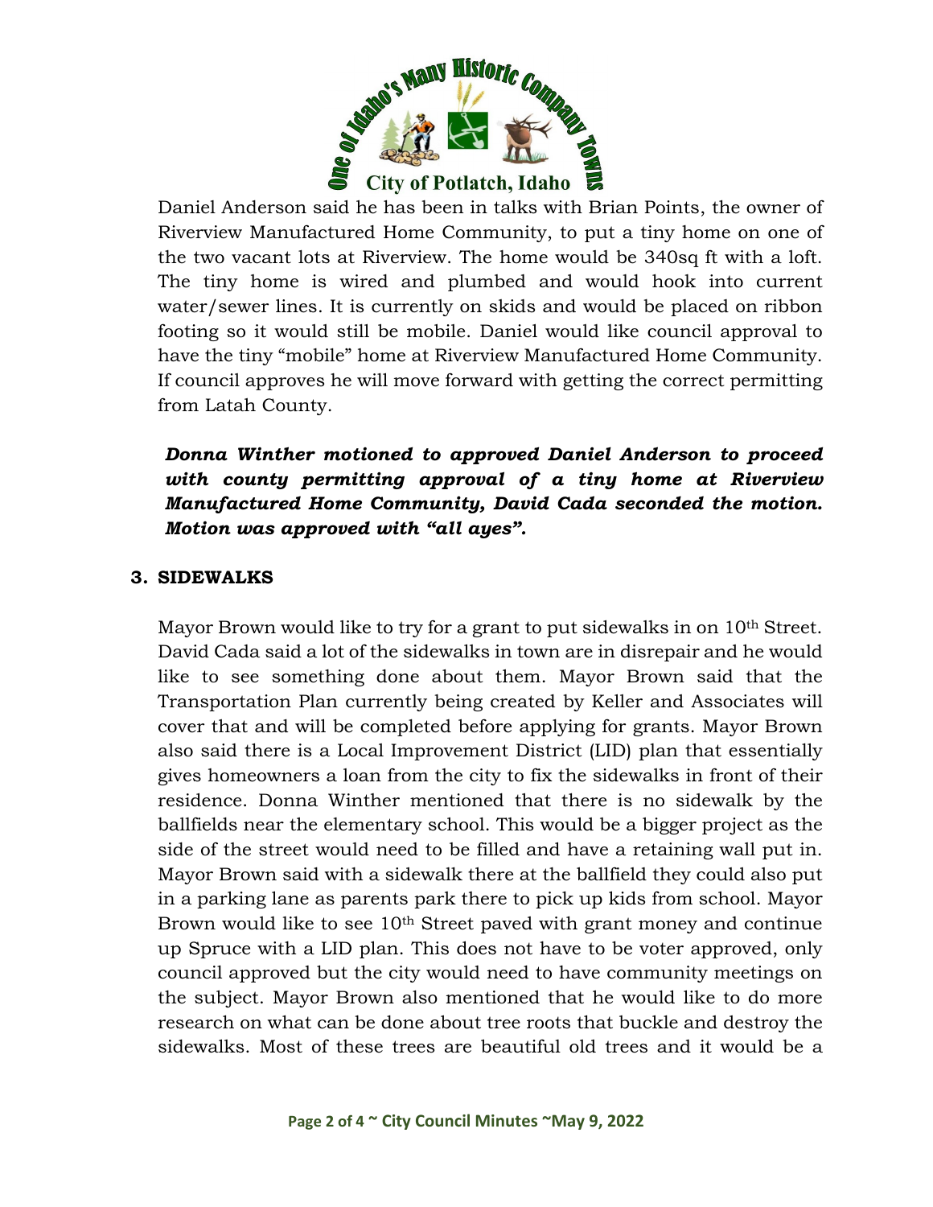Daniel Anderson said he has been in talks with Brian Points, the owner of Riverview Manufactured Home Community, to put a tiny home on one of the two vacant lots at Riverview. The home would be 340sq ft with a loft. The tiny home is wired and plumbed and would hook into current water/sewer lines. It is currently on skids and would be placed on ribbon footing so it would still be mobile. Daniel would like council approval to have the tiny "mobile" home at Riverview Manufactured Home Community. If council approves he will move forward with getting the correct permitting from Latah County.

***Donna Winther motioned to approved Daniel Anderson to proceed with county permitting approval of a tiny home at Riverview Manufactured Home Community, David Cada seconded the motion. Motion was approved with "all ayes".***

**3. SIDEWALKS**

Mayor Brown would like to try for a grant to put sidewalks in on 10th Street. David Cada said a lot of the sidewalks in town are in disrepair and he would like to see something done about them. Mayor Brown said that the Transportation Plan currently being created by Keller and Associates will cover that and will be completed before applying for grants. Mayor Brown also said there is a Local Improvement District (LID) plan that essentially gives homeowners a loan from the city to fix the sidewalks in front of their residence. Donna Winther mentioned that there is no sidewalk by the ballfields near the elementary school. This would be a bigger project as the side of the street would need to be filled and have a retaining wall put in. Mayor Brown said with a sidewalk there at the ballfield they could also put in a parking lane as parents park there to pick up kids from school. Mayor Brown would like to see 10th Street paved with grant money and continue up Spruce with a LID plan. This does not have to be voter approved, only council approved but the city would need to have community meetings on the subject. Mayor Brown also mentioned that he would like to do more research on what can be done about tree roots that buckle and destroy the sidewalks. Most of these trees are beautiful old trees and it would be a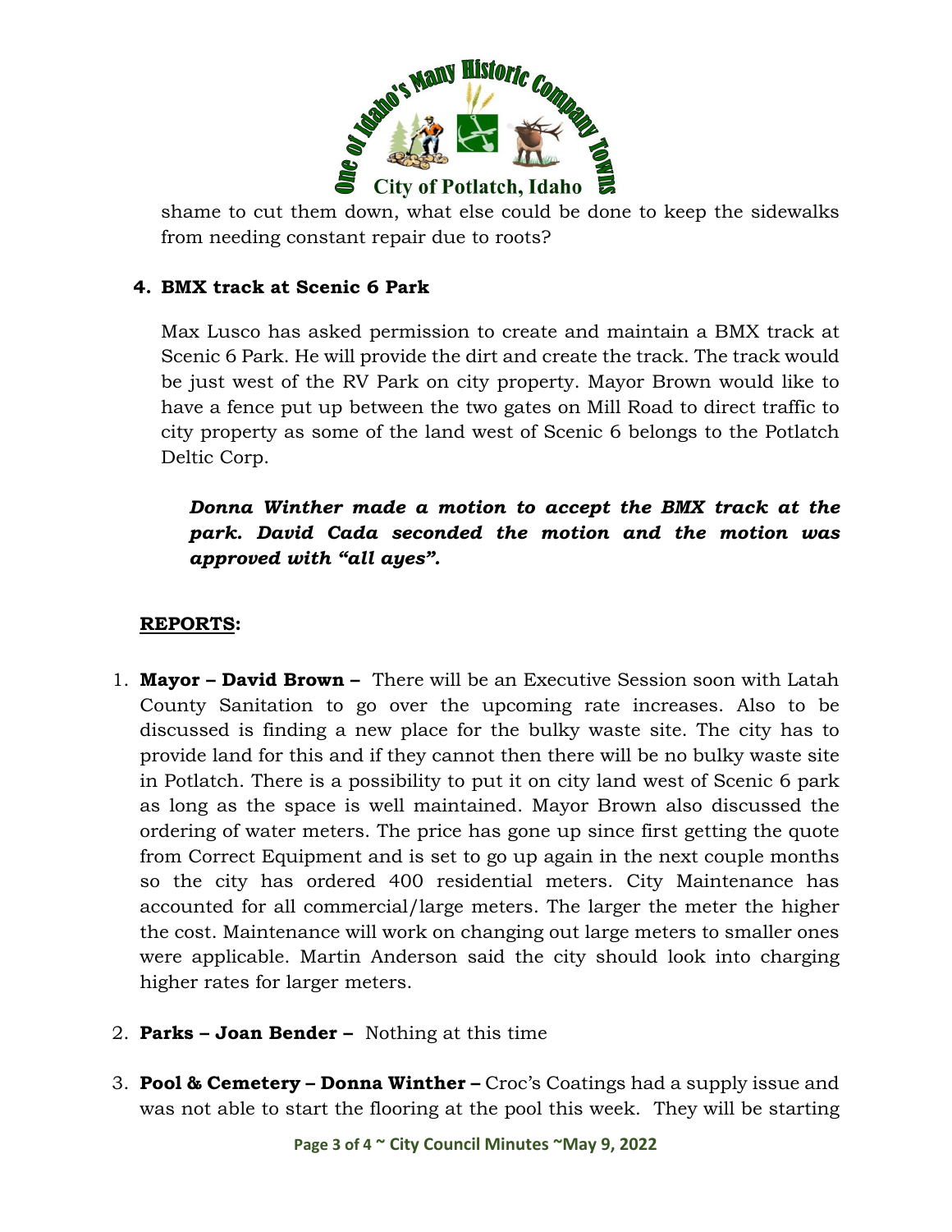shame to cut them down, what else could be done to keep the sidewalks from needing constant repair due to roots?

4. **BMX track at Scenic 6 Park**

   Max Lusco has asked permission to create and maintain a BMX track at Scenic 6 Park. He will provide the dirt and create the track. The track would be just west of the RV Park on city property. Mayor Brown would like to have a fence put up between the two gates on Mill Road to direct traffic to city property as some of the land west of Scenic 6 belongs to the Potlatch Deltic Corp.

   ***Donna Winther made a motion to accept the BMX track at the park. David Cada seconded the motion and the motion was approved with "all ayes".***

**REPORTS:**

1. **Mayor – David Brown –** There will be an Executive Session soon with Latah County Sanitation to go over the upcoming rate increases. Also to be discussed is finding a new place for the bulky waste site. The city has to provide land for this and if they cannot then there will be no bulky waste site in Potlatch. There is a possibility to put it on city land west of Scenic 6 park as long as the space is well maintained. Mayor Brown also discussed the ordering of water meters. The price has gone up since first getting the quote from Correct Equipment and is set to go up again in the next couple months so the city has ordered 400 residential meters. City Maintenance has accounted for all commercial/large meters. The larger the meter the higher the cost. Maintenance will work on changing out large meters to smaller ones were applicable. Martin Anderson said the city should look into charging higher rates for larger meters.
2. **Parks – Joan Bender –** Nothing at this time
3. **Pool & Cemetery – Donna Winther –** Croc's Coatings had a supply issue and was not able to start the flooring at the pool this week. They will be starting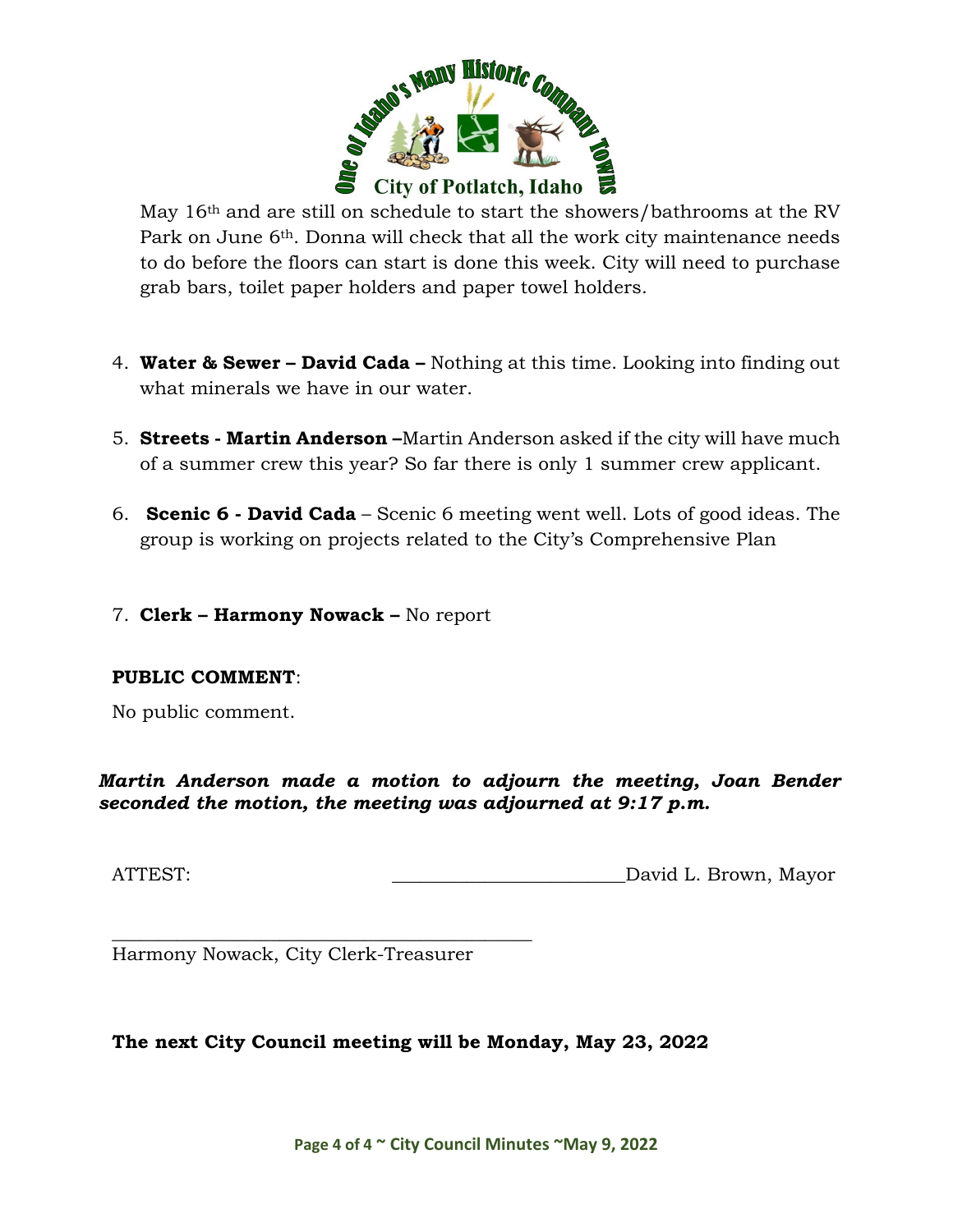May 16th and are still on schedule to start the showers/bathrooms at the RV Park on June 6th. Donna will check that all the work city maintenance needs to do before the floors can start is done this week. City will need to purchase grab bars, toilet paper holders and paper towel holders.

4. **Water & Sewer – David Cada –** Nothing at this time. Looking into finding out what minerals we have in our water.

5. **Streets - Martin Anderson –**Martin Anderson asked if the city will have much of a summer crew this year? So far there is only 1 summer crew applicant.

6. **Scenic 6 - David Cada** – Scenic 6 meeting went well. Lots of good ideas. The group is working on projects related to the City's Comprehensive Plan

7. **Clerk – Harmony Nowack –** No report

**PUBLIC COMMENT**:

No public comment.

***Martin Anderson made a motion to adjourn the meeting, Joan Bender seconded the motion, the meeting was adjourned at 9:17 p.m.***

ATTEST: \_\_\_\_\_\_\_\_\_\_\_\_\_\_\_\_\_\_\_\_\_\_\_\_David L. Brown, Mayor

\_\_\_\_\_\_\_\_\_\_\_\_\_\_\_\_\_\_\_\_\_\_\_\_\_\_\_\_\_\_\_\_\_\_\_\_\_\_\_\_\_\_\_\_

Harmony Nowack, City Clerk-Treasurer

**The next City Council meeting will be Monday, May 23, 2022**